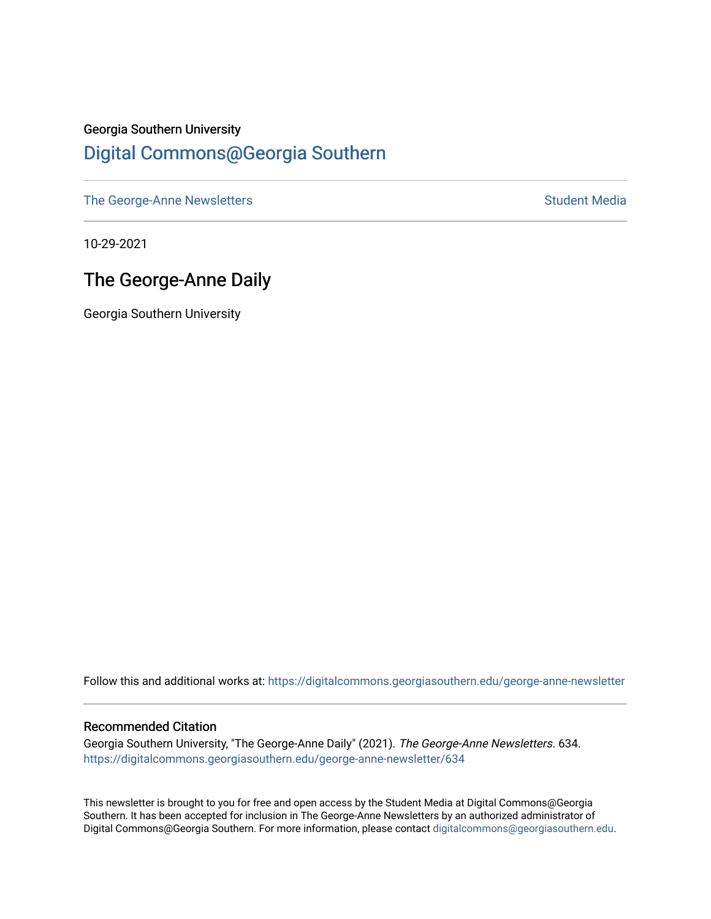Georgia Southern University

# Digital Commons@Georgia Southern

The George-Anne Newsletters | Student Media

10-29-2021

## The George-Anne Daily

Georgia Southern University

Follow this and additional works at: https://digitalcommons.georgiasouthern.edu/george-anne-newsletter

### Recommended Citation

Georgia Southern University, "The George-Anne Daily" (2021). *The George-Anne Newsletters*. 634.
https://digitalcommons.georgiasouthern.edu/george-anne-newsletter/634

This newsletter is brought to you for free and open access by the Student Media at Digital Commons@Georgia Southern. It has been accepted for inclusion in The George-Anne Newsletters by an authorized administrator of Digital Commons@Georgia Southern. For more information, please contact digitalcommons@georgiasouthern.edu.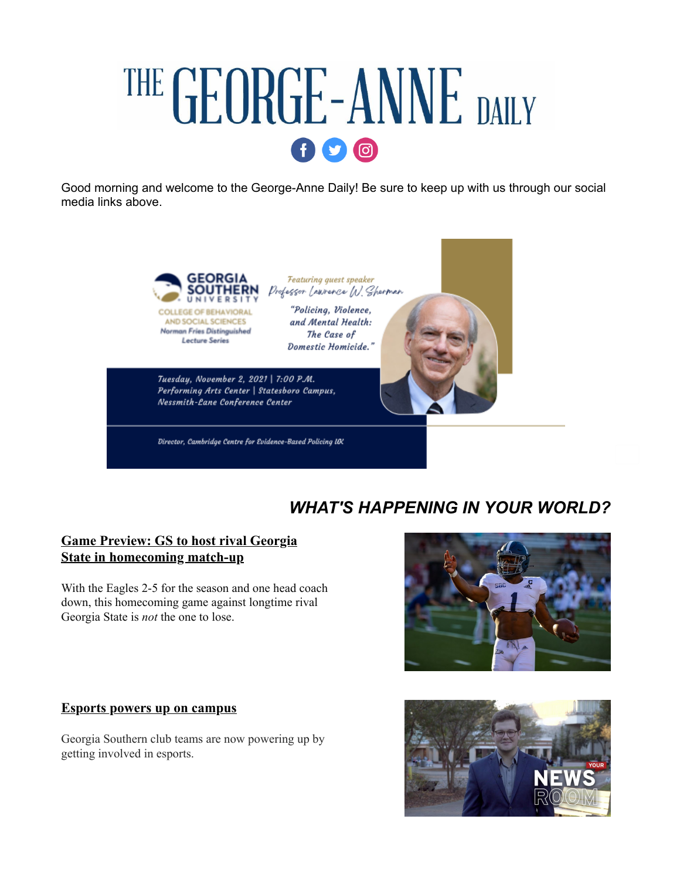# THE GEORGE-ANNE DAILY

Good morning and welcome to the George-Anne Daily! Be sure to keep up with us through our social media links above.

GEORGIA SOUTHERN UNIVERSITY
COLLEGE OF BEHAVIORAL AND SOCIAL SCIENCES
Norman Fries Distinguished Lecture Series

*Featuring guest speaker*
*Professor Lawrence W. Sherman*

*"Policing, Violence, and Mental Health: The Case of Domestic Homicide."*

*Tuesday, November 2, 2021 | 7:00 P.M.*
*Performing Arts Center | Statesboro Campus,*
*Nessmith-Lane Conference Center*

*Director, Cambridge Centre for Evidence-Based Policing UK*

## *WHAT'S HAPPENING IN YOUR WORLD?*

### Game Preview: GS to host rival Georgia State in homecoming match-up

With the Eagles 2-5 for the season and one head coach down, this homecoming game against longtime rival Georgia State is *not* the one to lose.

### Esports powers up on campus

Georgia Southern club teams are now powering up by getting involved in esports.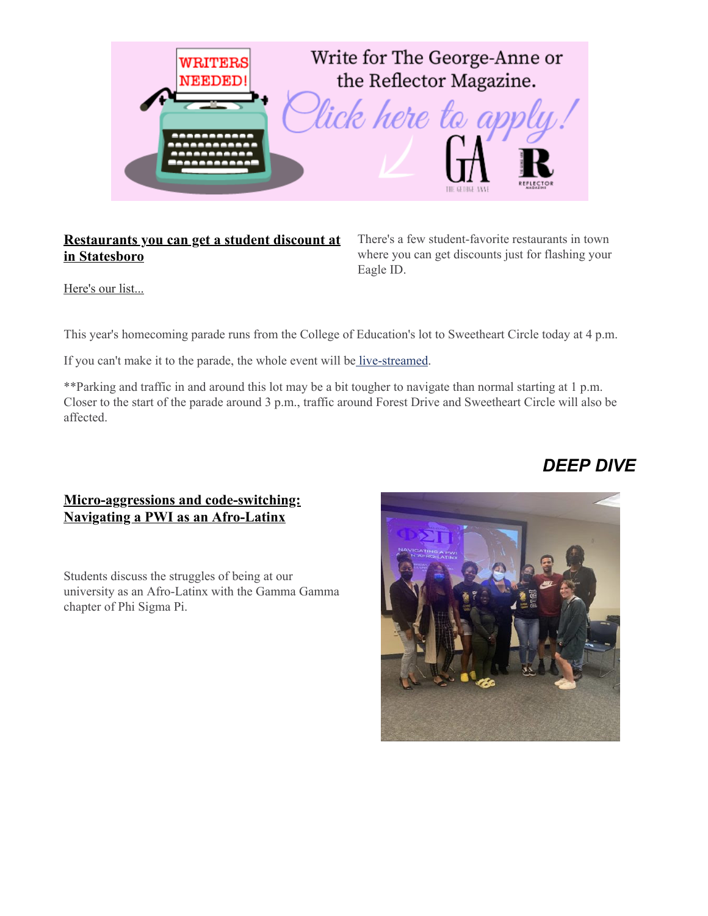Write for The George-Anne or the Reflector Magazine. Click here to apply!

**Restaurants you can get a student discount at in Statesboro**

There's a few student-favorite restaurants in town where you can get discounts just for flashing your Eagle ID.

Here's our list...

This year's homecoming parade runs from the College of Education's lot to Sweetheart Circle today at 4 p.m.

If you can't make it to the parade, the whole event will be live-streamed.

**Parking and traffic in and around this lot may be a bit tougher to navigate than normal starting at 1 p.m. Closer to the start of the parade around 3 p.m., traffic around Forest Drive and Sweetheart Circle will also be affected.

## *DEEP DIVE*

**Micro-aggressions and code-switching: Navigating a PWI as an Afro-Latinx**

Students discuss the struggles of being at our university as an Afro-Latinx with the Gamma Gamma chapter of Phi Sigma Pi.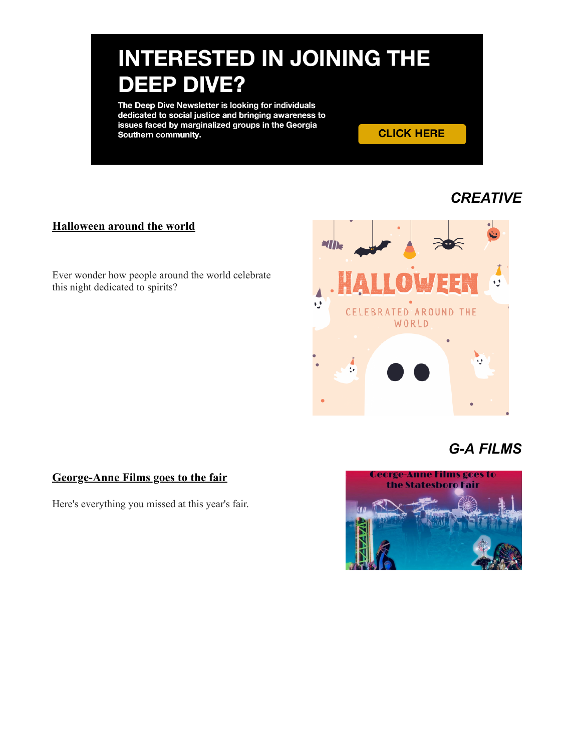# INTERESTED IN JOINING THE DEEP DIVE?

The Deep Dive Newsletter is looking for individuals dedicated to social justice and bringing awareness to issues faced by marginalized groups in the Georgia Southern community.

CLICK HERE

## *CREATIVE*

**Halloween around the world**

Ever wonder how people around the world celebrate this night dedicated to spirits?

## *G-A FILMS*

**George-Anne Films goes to the fair**

Here's everything you missed at this year's fair.